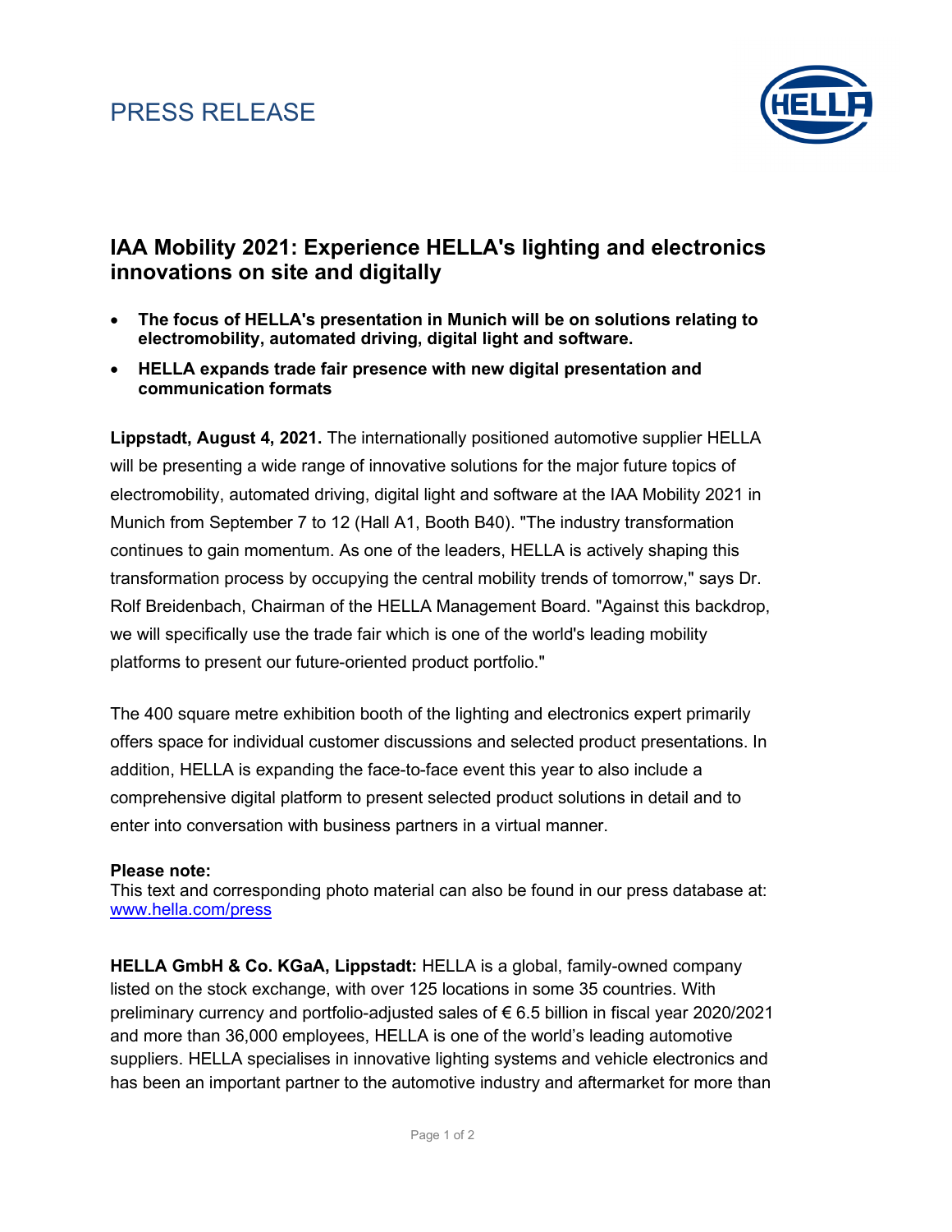PRESS RELEASE

# IAA Mobility 2021: Experience HELLA's lighting and electronics innovations on site and digitally

- **The focus of HELLA's presentation in Munich will be on solutions relating to electromobility, automated driving, digital light and software.**
- **HELLA expands trade fair presence with new digital presentation and communication formats**

**Lippstadt, August 4, 2021.** The internationally positioned automotive supplier HELLA will be presenting a wide range of innovative solutions for the major future topics of electromobility, automated driving, digital light and software at the IAA Mobility 2021 in Munich from September 7 to 12 (Hall A1, Booth B40). "The industry transformation continues to gain momentum. As one of the leaders, HELLA is actively shaping this transformation process by occupying the central mobility trends of tomorrow," says Dr. Rolf Breidenbach, Chairman of the HELLA Management Board. "Against this backdrop, we will specifically use the trade fair which is one of the world's leading mobility platforms to present our future-oriented product portfolio."

The 400 square metre exhibition booth of the lighting and electronics expert primarily offers space for individual customer discussions and selected product presentations. In addition, HELLA is expanding the face-to-face event this year to also include a comprehensive digital platform to present selected product solutions in detail and to enter into conversation with business partners in a virtual manner.

**Please note:**
This text and corresponding photo material can also be found in our press database at: www.hella.com/press

**HELLA GmbH & Co. KGaA, Lippstadt:** HELLA is a global, family-owned company listed on the stock exchange, with over 125 locations in some 35 countries. With preliminary currency and portfolio-adjusted sales of € 6.5 billion in fiscal year 2020/2021 and more than 36,000 employees, HELLA is one of the world's leading automotive suppliers. HELLA specialises in innovative lighting systems and vehicle electronics and has been an important partner to the automotive industry and aftermarket for more than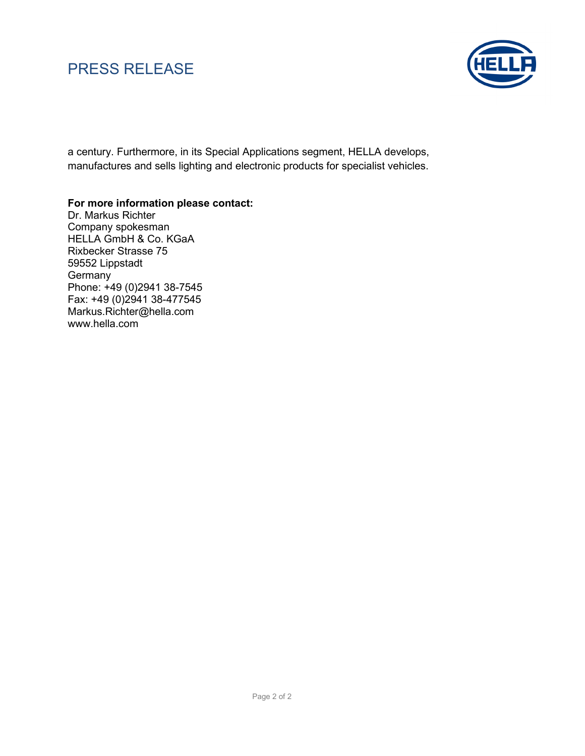a century. Furthermore, in its Special Applications segment, HELLA develops, manufactures and sells lighting and electronic products for specialist vehicles.

**For more information please contact:**
Dr. Markus Richter
Company spokesman
HELLA GmbH & Co. KGaA
Rixbecker Strasse 75
59552 Lippstadt
Germany
Phone: +49 (0)2941 38-7545
Fax: +49 (0)2941 38-477545
Markus.Richter@hella.com
www.hella.com